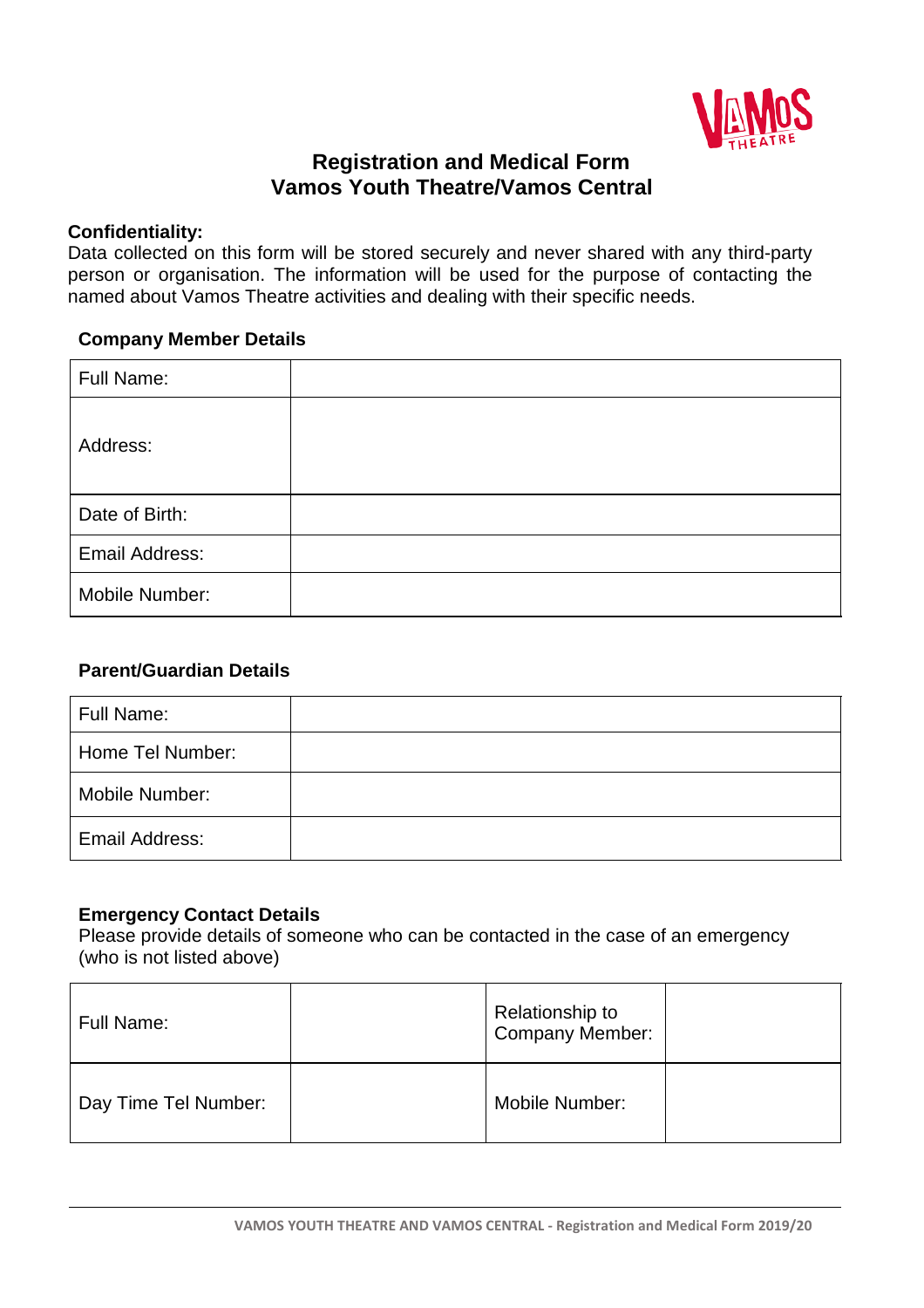# Registration and Medical Form
# Vamos Youth Theatre/Vamos Central

**Confidentiality:**
Data collected on this form will be stored securely and never shared with any third-party person or organisation. The information will be used for the purpose of contacting the named about Vamos Theatre activities and dealing with their specific needs.

### Company Member Details

| Full Name: | |
|---|---|
| Address: | |
| Date of Birth: | |
| Email Address: | |
| Mobile Number: | |

### Parent/Guardian Details

| Full Name: | |
|---|---|
| Home Tel Number: | |
| Mobile Number: | |
| Email Address: | |

### Emergency Contact Details

Please provide details of someone who can be contacted in the case of an emergency (who is not listed above)

| Full Name: | | Relationship to Company Member: | |
|---|---|---|---|
| Day Time Tel Number: | | Mobile Number: | |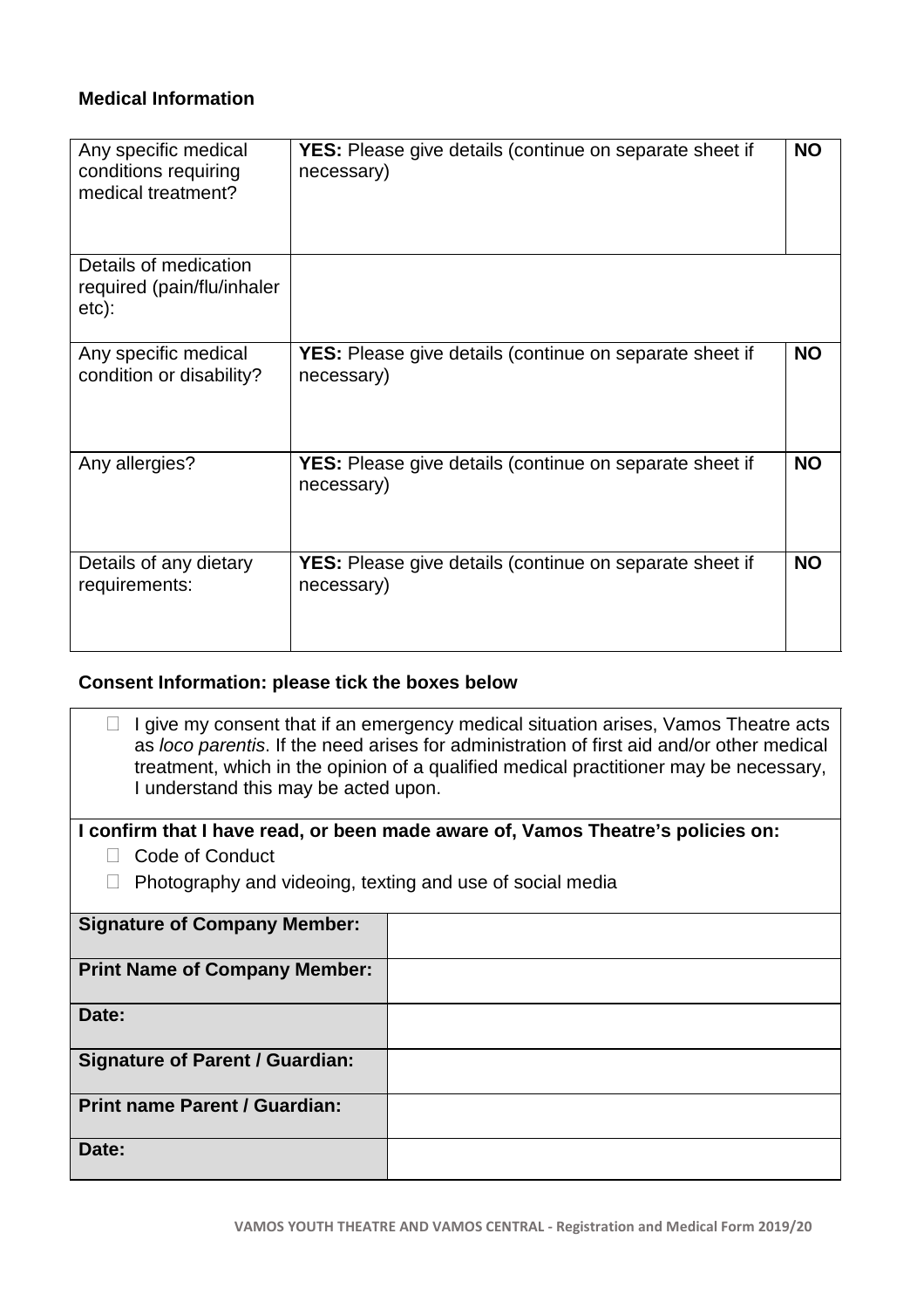**Medical Information**

| | | |
|---|---|---|
| Any specific medical conditions requiring medical treatment? | **YES:** Please give details (continue on separate sheet if necessary) | **NO** |
| Details of medication required (pain/flu/inhaler etc): | | |
| Any specific medical condition or disability? | **YES:** Please give details (continue on separate sheet if necessary) | **NO** |
| Any allergies? | **YES:** Please give details (continue on separate sheet if necessary) | **NO** |
| Details of any dietary requirements: | **YES:** Please give details (continue on separate sheet if necessary) | **NO** |

**Consent Information: please tick the boxes below**

- ☐ I give my consent that if an emergency medical situation arises, Vamos Theatre acts as *loco parentis*. If the need arises for administration of first aid and/or other medical treatment, which in the opinion of a qualified medical practitioner may be necessary, I understand this may be acted upon.

**I confirm that I have read, or been made aware of, Vamos Theatre's policies on:**

- ☐ Code of Conduct
- ☐ Photography and videoing, texting and use of social media

| | |
|---|---|
| **Signature of Company Member:** | |
| **Print Name of Company Member:** | |
| **Date:** | |
| **Signature of Parent / Guardian:** | |
| **Print name Parent / Guardian:** | |
| **Date:** | |